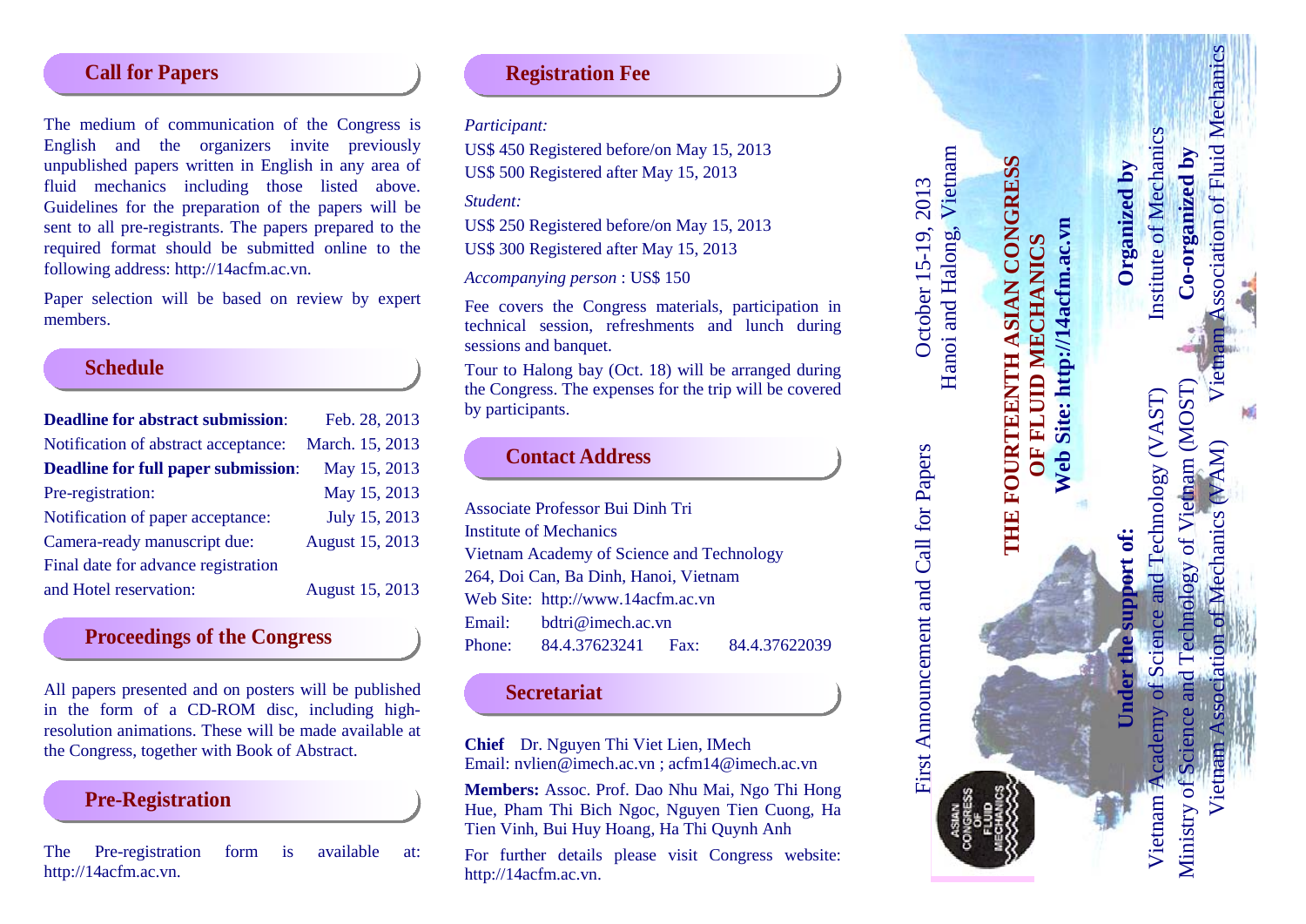## Call for Papers

The medium of communication of the Congress is English and the organizers invite previously unpublished papers written in English in any area of fluid mechanics including those listed above. Guidelines for the preparation of the papers will be sent to all pre-registrants. The papers prepared to the required format should be submitted online to the following address: http://14acfm.ac.vn.

Paper selection will be based on review by expert members.

## Schedule

| | |
|---|---|
| **Deadline for abstract submission**: | Feb. 28, 2013 |
| Notification of abstract acceptance: | March. 15, 2013 |
| **Deadline for full paper submission**: | May 15, 2013 |
| Pre-registration: | May 15, 2013 |
| Notification of paper acceptance: | July 15, 2013 |
| Camera-ready manuscript due: | August 15, 2013 |
| Final date for advance registration and Hotel reservation: | August 15, 2013 |

## Proceedings of the Congress

All papers presented and on posters will be published in the form of a CD-ROM disc, including high-resolution animations. These will be made available at the Congress, together with Book of Abstract.

## Pre-Registration

The Pre-registration form is available at: http://14acfm.ac.vn.

## Registration Fee

*Participant:*

US$ 450 Registered before/on May 15, 2013

US$ 500 Registered after May 15, 2013

*Student:*

US$ 250 Registered before/on May 15, 2013

US$ 300 Registered after May 15, 2013

*Accompanying person* : US$ 150

Fee covers the Congress materials, participation in technical session, refreshments and lunch during sessions and banquet.

Tour to Halong bay (Oct. 18) will be arranged during the Congress. The expenses for the trip will be covered by participants.

## Contact Address

Associate Professor Bui Dinh Tri
Institute of Mechanics
Vietnam Academy of Science and Technology
264, Doi Can, Ba Dinh, Hanoi, Vietnam
Web Site: http://www.14acfm.ac.vn
Email: bdtri@imech.ac.vn
Phone: 84.4.37623241 Fax: 84.4.37622039

## Secretariat

**Chief** Dr. Nguyen Thi Viet Lien, IMech
Email: nvlien@imech.ac.vn ; acfm14@imech.ac.vn

**Members:** Assoc. Prof. Dao Nhu Mai, Ngo Thi Hong Hue, Pham Thi Bich Ngoc, Nguyen Tien Cuong, Ha Tien Vinh, Bui Huy Hoang, Ha Thi Quynh Anh

For further details please visit Congress website: http://14acfm.ac.vn.

First Announcement and Call for Papers

October 15-19, 2013
Hanoi and Halong, Vietnam

# THE FOURTEENTH ASIAN CONGRESS OF FLUID MECHANICS

**Web Site: http://14acfm.ac.vn**

**Organized by**

Institute of Mechanics

**Co-organized by**

Vietnam Association of Fluid Mechanics

**Under the support of:**

Vietnam Academy of Science and Technology (VAST)
Ministry of Science and Technology of Vietnam (MOST)
Vietnam Association of Mechanics (VAM)

ASIAN CONGRESS OF FLUID MECHANICS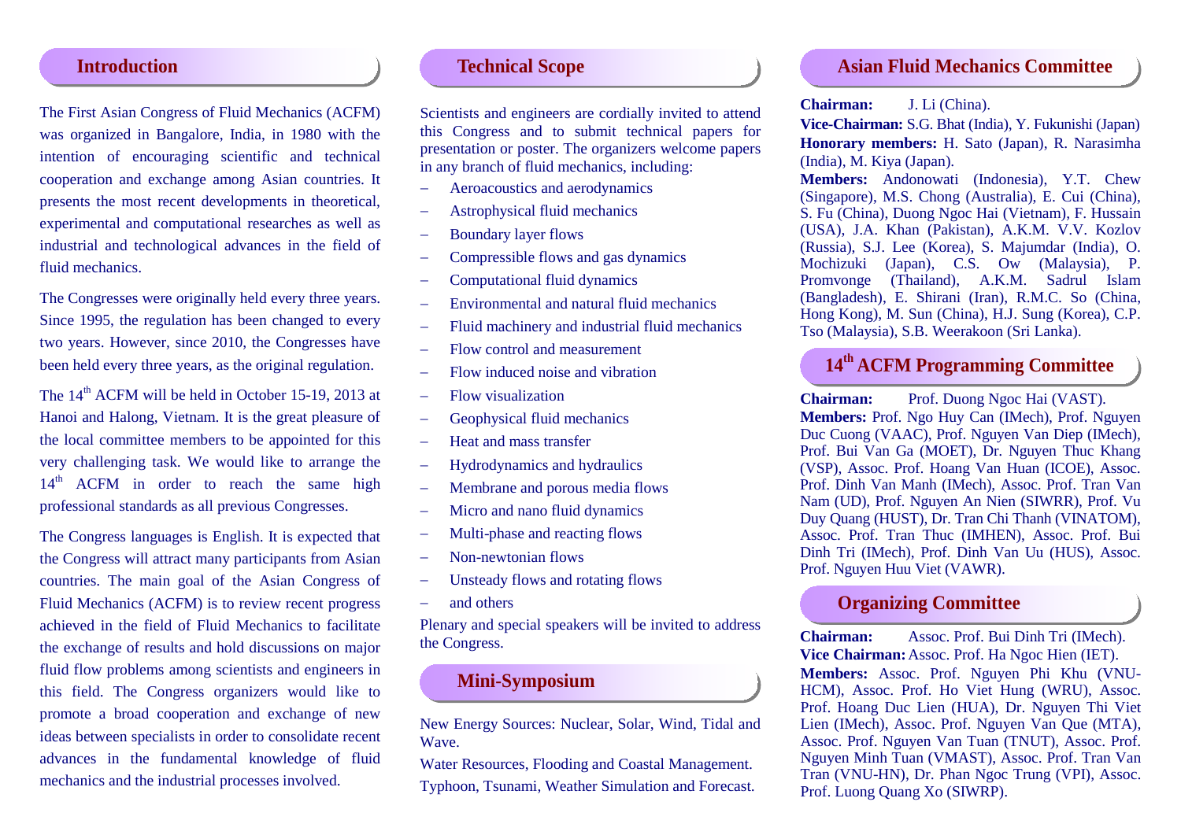## Introduction

The First Asian Congress of Fluid Mechanics (ACFM) was organized in Bangalore, India, in 1980 with the intention of encouraging scientific and technical cooperation and exchange among Asian countries. It presents the most recent developments in theoretical, experimental and computational researches as well as industrial and technological advances in the field of fluid mechanics.

The Congresses were originally held every three years. Since 1995, the regulation has been changed to every two years. However, since 2010, the Congresses have been held every three years, as the original regulation.

The 14th ACFM will be held in October 15-19, 2013 at Hanoi and Halong, Vietnam. It is the great pleasure of the local committee members to be appointed for this very challenging task. We would like to arrange the 14th ACFM in order to reach the same high professional standards as all previous Congresses.

The Congress languages is English. It is expected that the Congress will attract many participants from Asian countries. The main goal of the Asian Congress of Fluid Mechanics (ACFM) is to review recent progress achieved in the field of Fluid Mechanics to facilitate the exchange of results and hold discussions on major fluid flow problems among scientists and engineers in this field. The Congress organizers would like to promote a broad cooperation and exchange of new ideas between specialists in order to consolidate recent advances in the fundamental knowledge of fluid mechanics and the industrial processes involved.

## Technical Scope

Scientists and engineers are cordially invited to attend this Congress and to submit technical papers for presentation or poster. The organizers welcome papers in any branch of fluid mechanics, including:

- Aeroacoustics and aerodynamics
- Astrophysical fluid mechanics
- Boundary layer flows
- Compressible flows and gas dynamics
- Computational fluid dynamics
- Environmental and natural fluid mechanics
- Fluid machinery and industrial fluid mechanics
- Flow control and measurement
- Flow induced noise and vibration
- Flow visualization
- Geophysical fluid mechanics
- Heat and mass transfer
- Hydrodynamics and hydraulics
- Membrane and porous media flows
- Micro and nano fluid dynamics
- Multi-phase and reacting flows
- Non-newtonian flows
- Unsteady flows and rotating flows
- and others

Plenary and special speakers will be invited to address the Congress.

## Mini-Symposium

New Energy Sources: Nuclear, Solar, Wind, Tidal and Wave.

Water Resources, Flooding and Coastal Management.

Typhoon, Tsunami, Weather Simulation and Forecast.

## Asian Fluid Mechanics Committee

**Chairman:** J. Li (China).

**Vice-Chairman:** S.G. Bhat (India), Y. Fukunishi (Japan)

**Honorary members:** H. Sato (Japan), R. Narasimha (India), M. Kiya (Japan).

**Members:** Andonowati (Indonesia), Y.T. Chew (Singapore), M.S. Chong (Australia), E. Cui (China), S. Fu (China), Duong Ngoc Hai (Vietnam), F. Hussain (USA), J.A. Khan (Pakistan), A.K.M. V.V. Kozlov (Russia), S.J. Lee (Korea), S. Majumdar (India), O. Mochizuki (Japan), C.S. Ow (Malaysia), P. Promvonge (Thailand), A.K.M. Sadrul Islam (Bangladesh), E. Shirani (Iran), R.M.C. So (China, Hong Kong), M. Sun (China), H.J. Sung (Korea), C.P. Tso (Malaysia), S.B. Weerakoon (Sri Lanka).

## 14th ACFM Programming Committee

**Chairman:** Prof. Duong Ngoc Hai (VAST).

**Members:** Prof. Ngo Huy Can (IMech), Prof. Nguyen Duc Cuong (VAAC), Prof. Nguyen Van Diep (IMech), Prof. Bui Van Ga (MOET), Dr. Nguyen Thuc Khang (VSP), Assoc. Prof. Hoang Van Huan (ICOE), Assoc. Prof. Dinh Van Manh (IMech), Assoc. Prof. Tran Van Nam (UD), Prof. Nguyen An Nien (SIWRR), Prof. Vu Duy Quang (HUST), Dr. Tran Chi Thanh (VINATOM), Assoc. Prof. Tran Thuc (IMHEN), Assoc. Prof. Bui Dinh Tri (IMech), Prof. Dinh Van Uu (HUS), Assoc. Prof. Nguyen Huu Viet (VAWR).

## Organizing Committee

**Chairman:** Assoc. Prof. Bui Dinh Tri (IMech).

**Vice Chairman:** Assoc. Prof. Ha Ngoc Hien (IET).

**Members:** Assoc. Prof. Nguyen Phi Khu (VNU-HCM), Assoc. Prof. Ho Viet Hung (WRU), Assoc. Prof. Hoang Duc Lien (HUA), Dr. Nguyen Thi Viet Lien (IMech), Assoc. Prof. Nguyen Van Que (MTA), Assoc. Prof. Nguyen Van Tuan (TNUT), Assoc. Prof. Nguyen Minh Tuan (VMAST), Assoc. Prof. Tran Van Tran (VNU-HN), Dr. Phan Ngoc Trung (VPI), Assoc. Prof. Luong Quang Xo (SIWRP).